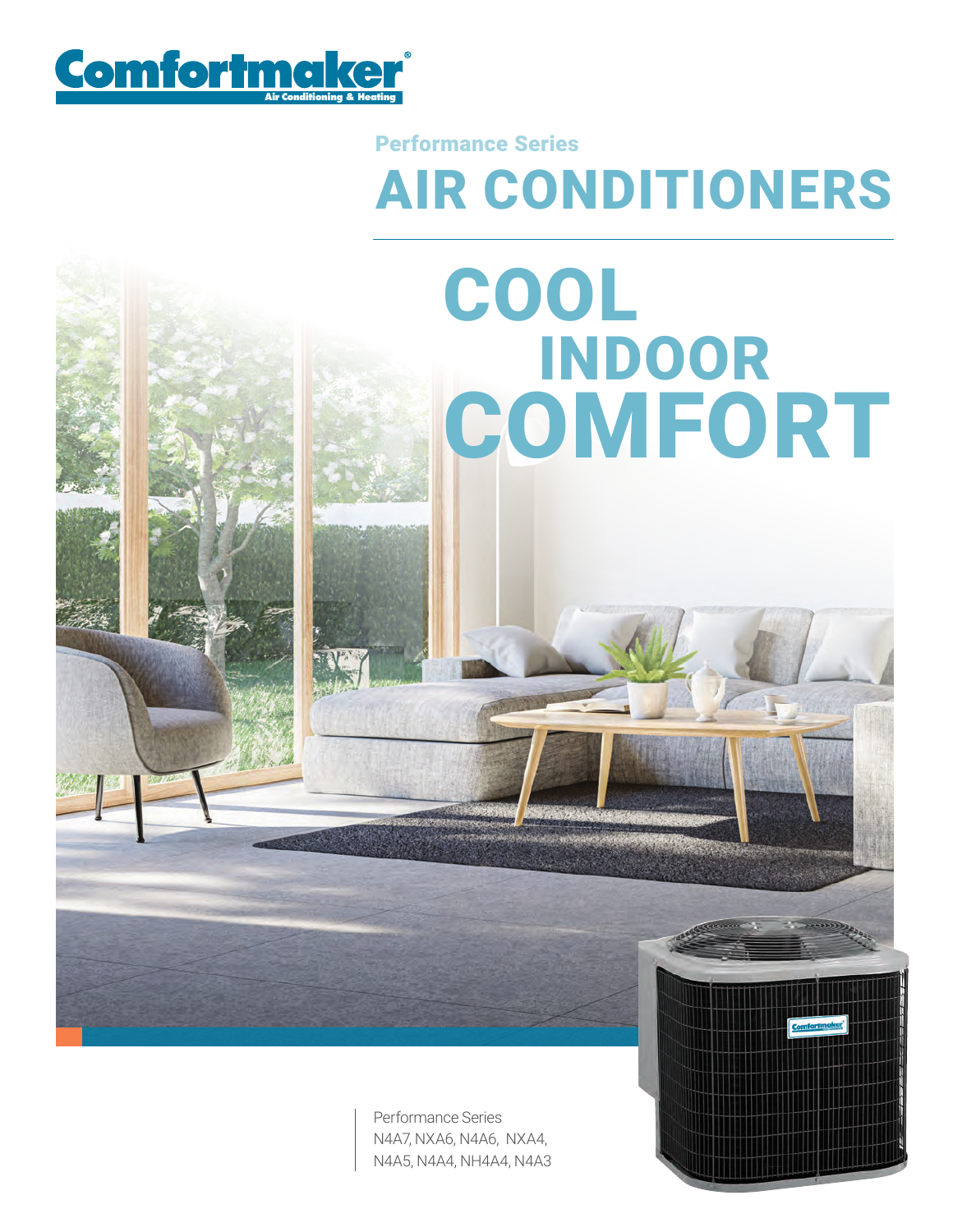Comfortmaker®

Air Conditioning & Heating

## Performance Series

# AIR CONDITIONERS

# COOL INDOOR COMFORT

Performance Series
N4A7, NXA6, N4A6, NXA4,
N4A5, N4A4, NH4A4, N4A3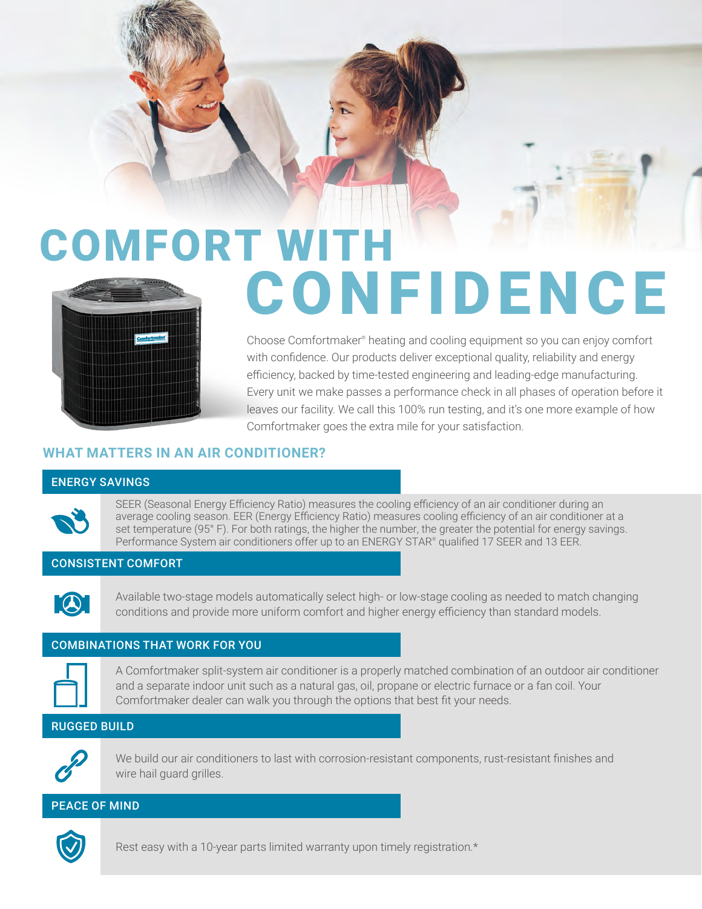# COMFORT WITH CONFIDENCE

Choose Comfortmaker® heating and cooling equipment so you can enjoy comfort with confidence. Our products deliver exceptional quality, reliability and energy efficiency, backed by time-tested engineering and leading-edge manufacturing. Every unit we make passes a performance check in all phases of operation before it leaves our facility. We call this 100% run testing, and it's one more example of how Comfortmaker goes the extra mile for your satisfaction.

## WHAT MATTERS IN AN AIR CONDITIONER?

### ENERGY SAVINGS

SEER (Seasonal Energy Efficiency Ratio) measures the cooling efficiency of an air conditioner during an average cooling season. EER (Energy Efficiency Ratio) measures cooling efficiency of an air conditioner at a set temperature (95° F). For both ratings, the higher the number, the greater the potential for energy savings. Performance System air conditioners offer up to an ENERGY STAR® qualified 17 SEER and 13 EER.

### CONSISTENT COMFORT

Available two-stage models automatically select high- or low-stage cooling as needed to match changing conditions and provide more uniform comfort and higher energy efficiency than standard models.

### COMBINATIONS THAT WORK FOR YOU

A Comfortmaker split-system air conditioner is a properly matched combination of an outdoor air conditioner and a separate indoor unit such as a natural gas, oil, propane or electric furnace or a fan coil. Your Comfortmaker dealer can walk you through the options that best fit your needs.

### RUGGED BUILD

We build our air conditioners to last with corrosion-resistant components, rust-resistant finishes and wire hail guard grilles.

### PEACE OF MIND

Rest easy with a 10-year parts limited warranty upon timely registration.*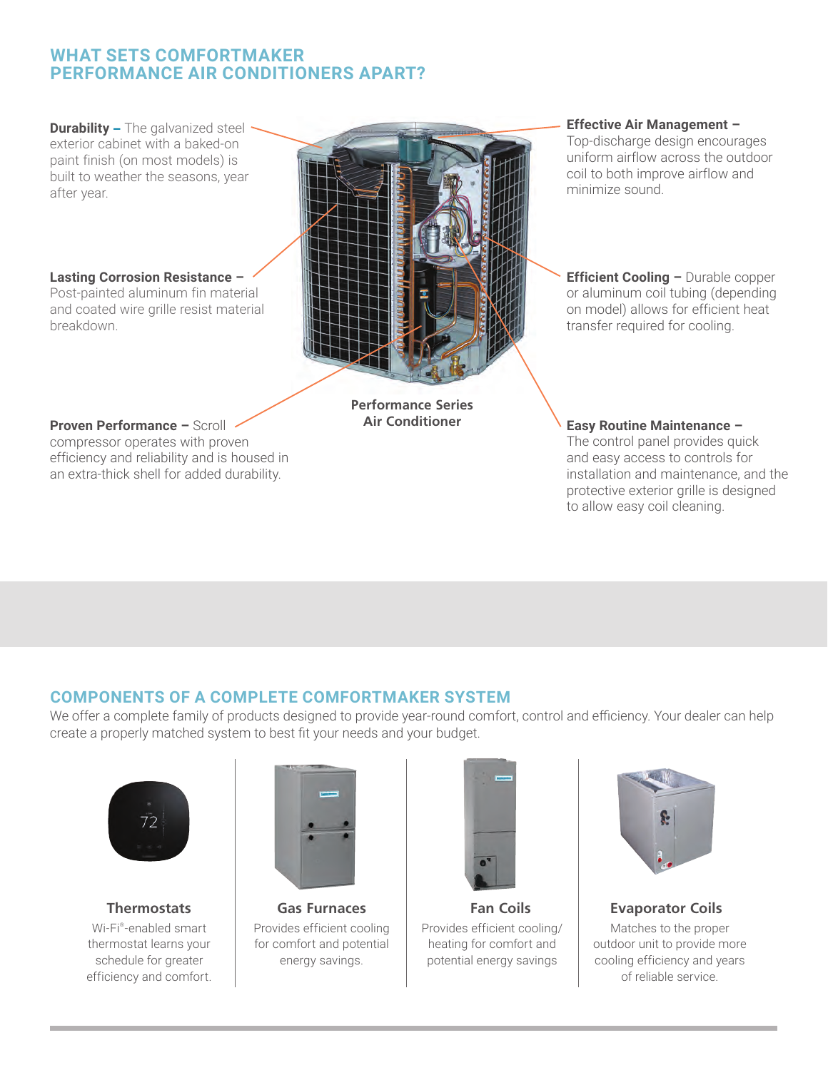## WHAT SETS COMFORTMAKER PERFORMANCE AIR CONDITIONERS APART?

**Durability –** The galvanized steel exterior cabinet with a baked-on paint finish (on most models) is built to weather the seasons, year after year.

**Lasting Corrosion Resistance –** Post-painted aluminum fin material and coated wire grille resist material breakdown.

**Proven Performance –** Scroll compressor operates with proven efficiency and reliability and is housed in an extra-thick shell for added durability.

**Effective Air Management –** Top-discharge design encourages uniform airflow across the outdoor coil to both improve airflow and minimize sound.

**Efficient Cooling –** Durable copper or aluminum coil tubing (depending on model) allows for efficient heat transfer required for cooling.

**Easy Routine Maintenance –** The control panel provides quick and easy access to controls for installation and maintenance, and the protective exterior grille is designed to allow easy coil cleaning.

**Performance Series Air Conditioner**

## COMPONENTS OF A COMPLETE COMFORTMAKER SYSTEM

We offer a complete family of products designed to provide year-round comfort, control and efficiency. Your dealer can help create a properly matched system to best fit your needs and your budget.

### Thermostats

Wi-Fi®-enabled smart thermostat learns your schedule for greater efficiency and comfort.

### Gas Furnaces

Provides efficient cooling for comfort and potential energy savings.

### Fan Coils

Provides efficient cooling/ heating for comfort and potential energy savings

### Evaporator Coils

Matches to the proper outdoor unit to provide more cooling efficiency and years of reliable service.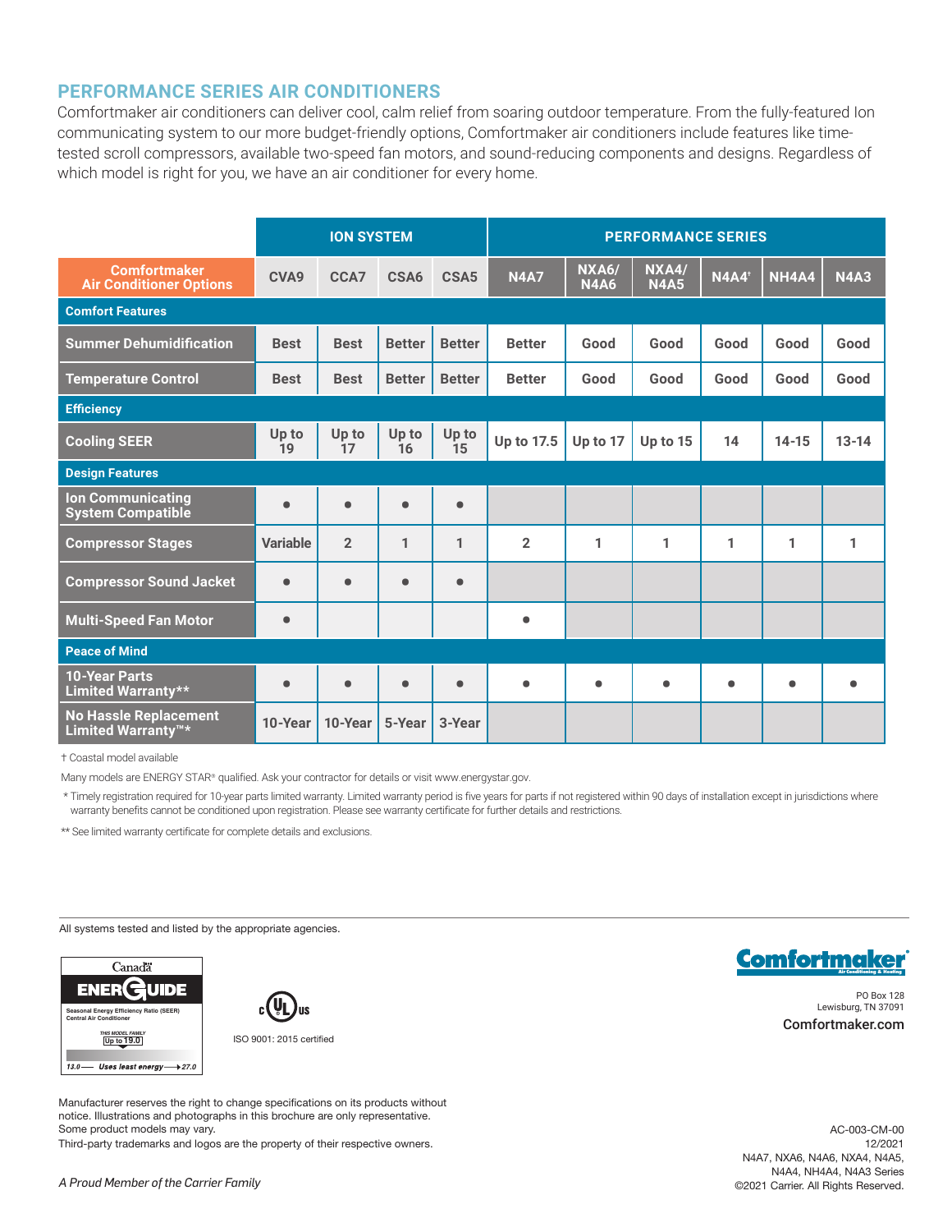## PERFORMANCE SERIES AIR CONDITIONERS

Comfortmaker air conditioners can deliver cool, calm relief from soaring outdoor temperature. From the fully-featured Ion communicating system to our more budget-friendly options, Comfortmaker air conditioners include features like time-tested scroll compressors, available two-speed fan motors, and sound-reducing components and designs. Regardless of which model is right for you, we have an air conditioner for every home.

| | ION SYSTEM | | | | PERFORMANCE SERIES | | | | | |
|---|---|---|---|---|---|---|---|---|---|---|
| **Comfortmaker Air Conditioner Options** | CVA9 | CCA7 | CSA6 | CSA5 | N4A7 | NXA6/ N4A6 | NXA4/ N4A5 | N4A4† | NH4A4 | N4A3 |
| **Comfort Features** | | | | | | | | | | |
| Summer Dehumidification | Best | Best | Better | Better | Better | Good | Good | Good | Good | Good |
| Temperature Control | Best | Best | Better | Better | Better | Good | Good | Good | Good | Good |
| **Efficiency** | | | | | | | | | | |
| Cooling SEER | Up to 19 | Up to 17 | Up to 16 | Up to 15 | Up to 17.5 | Up to 17 | Up to 15 | 14 | 14-15 | 13-14 |
| **Design Features** | | | | | | | | | | |
| Ion Communicating System Compatible | ● | ● | ● | ● | | | | | | |
| Compressor Stages | Variable | 2 | 1 | 1 | 2 | 1 | 1 | 1 | 1 | 1 |
| Compressor Sound Jacket | ● | ● | ● | ● | | | | | | |
| Multi-Speed Fan Motor | ● | | | | ● | | | | | |
| **Peace of Mind** | | | | | | | | | | |
| 10-Year Parts Limited Warranty** | ● | ● | ● | ● | ● | ● | ● | ● | ● | ● |
| No Hassle Replacement Limited Warranty™* | 10-Year | 10-Year | 5-Year | 3-Year | | | | | | |

† Coastal model available

Many models are ENERGY STAR® qualified. Ask your contractor for details or visit www.energystar.gov.

* Timely registration required for 10-year parts limited warranty. Limited warranty period is five years for parts if not registered within 90 days of installation except in jurisdictions where warranty benefits cannot be conditioned upon registration. Please see warranty certificate for further details and restrictions.

** See limited warranty certificate for complete details and exclusions.

All systems tested and listed by the appropriate agencies.

Canada
ENERGUIDE
Seasonal Energy Efficiency Ratio (SEER)
Central Air Conditioner
THIS MODEL FAMILY
Up to 19.0
13.0 — Uses least energy → 27.0

ISO 9001: 2015 certified

Comfortmaker Air Conditioning & Heating

PO Box 128
Lewisburg, TN 37091
Comfortmaker.com

Manufacturer reserves the right to change specifications on its products without notice. Illustrations and photographs in this brochure are only representative. Some product models may vary.
Third-party trademarks and logos are the property of their respective owners.

*A Proud Member of the Carrier Family*

AC-003-CM-00
12/2021
N4A7, NXA6, N4A6, NXA4, N4A5, N4A4, NH4A4, N4A3 Series
©2021 Carrier. All Rights Reserved.